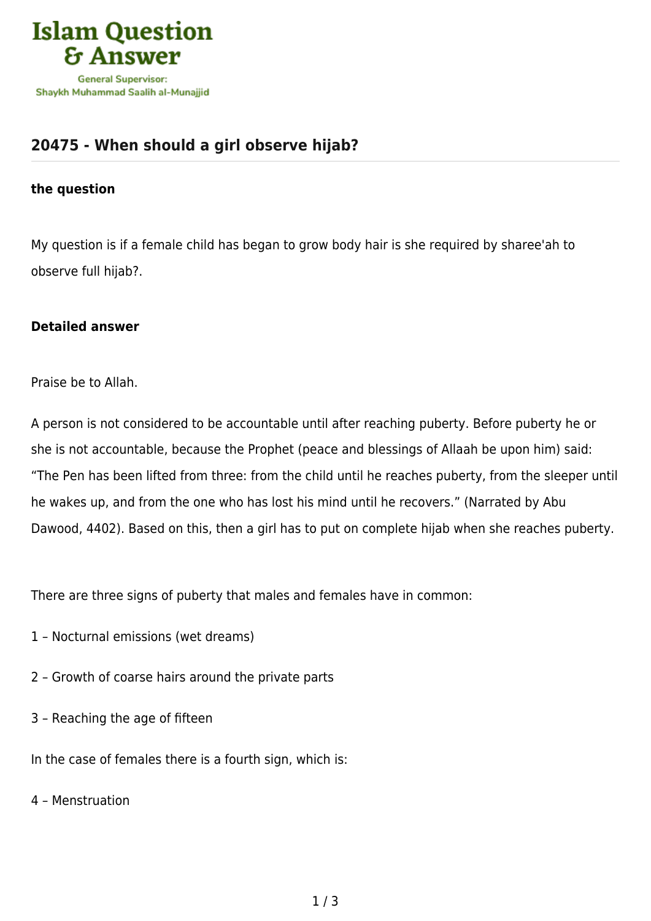# Islam Question & Answer

General Supervisor:
Shaykh Muhammad Saalih al-Munajjid

## 20475 - When should a girl observe hijab?

### the question

My question is if a female child has began to grow body hair is she required by sharee'ah to observe full hijab?.

### Detailed answer

Praise be to Allah.

A person is not considered to be accountable until after reaching puberty. Before puberty he or she is not accountable, because the Prophet (peace and blessings of Allaah be upon him) said: "The Pen has been lifted from three: from the child until he reaches puberty, from the sleeper until he wakes up, and from the one who has lost his mind until he recovers." (Narrated by Abu Dawood, 4402). Based on this, then a girl has to put on complete hijab when she reaches puberty.

There are three signs of puberty that males and females have in common:

1 – Nocturnal emissions (wet dreams)

2 – Growth of coarse hairs around the private parts

3 – Reaching the age of fifteen

In the case of females there is a fourth sign, which is:

4 – Menstruation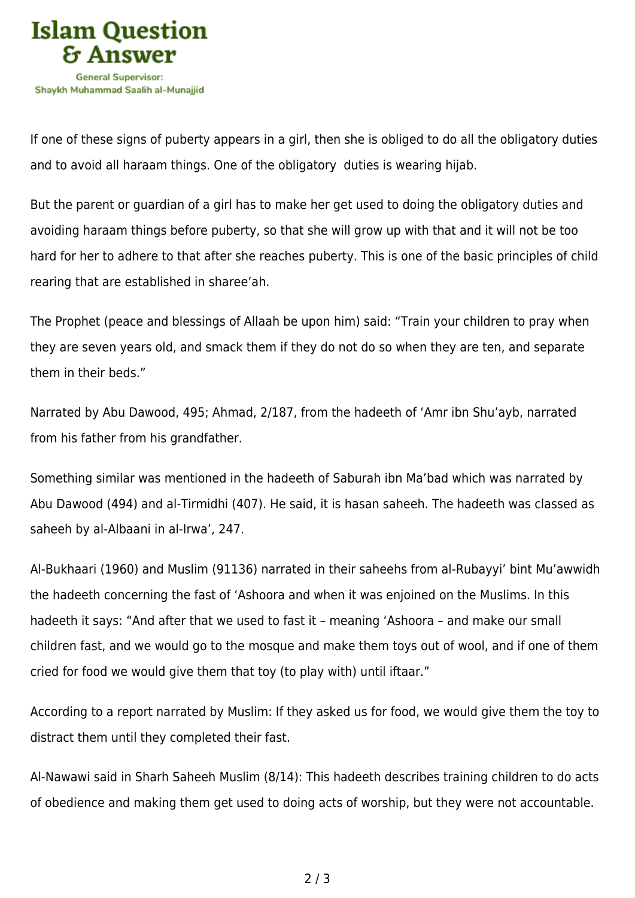If one of these signs of puberty appears in a girl, then she is obliged to do all the obligatory duties and to avoid all haraam things. One of the obligatory  duties is wearing hijab.

But the parent or guardian of a girl has to make her get used to doing the obligatory duties and avoiding haraam things before puberty, so that she will grow up with that and it will not be too hard for her to adhere to that after she reaches puberty. This is one of the basic principles of child rearing that are established in sharee'ah.

The Prophet (peace and blessings of Allaah be upon him) said: "Train your children to pray when they are seven years old, and smack them if they do not do so when they are ten, and separate them in their beds."

Narrated by Abu Dawood, 495; Ahmad, 2/187, from the hadeeth of 'Amr ibn Shu'ayb, narrated from his father from his grandfather.

Something similar was mentioned in the hadeeth of Saburah ibn Ma'bad which was narrated by Abu Dawood (494) and al-Tirmidhi (407). He said, it is hasan saheeh. The hadeeth was classed as saheeh by al-Albaani in al-Irwa', 247.

Al-Bukhaari (1960) and Muslim (91136) narrated in their saheehs from al-Rubayyi' bint Mu'awwidh the hadeeth concerning the fast of 'Ashoora and when it was enjoined on the Muslims. In this hadeeth it says: "And after that we used to fast it – meaning 'Ashoora – and make our small children fast, and we would go to the mosque and make them toys out of wool, and if one of them cried for food we would give them that toy (to play with) until iftaar."

According to a report narrated by Muslim: If they asked us for food, we would give them the toy to distract them until they completed their fast.

Al-Nawawi said in Sharh Saheeh Muslim (8/14): This hadeeth describes training children to do acts of obedience and making them get used to doing acts of worship, but they were not accountable.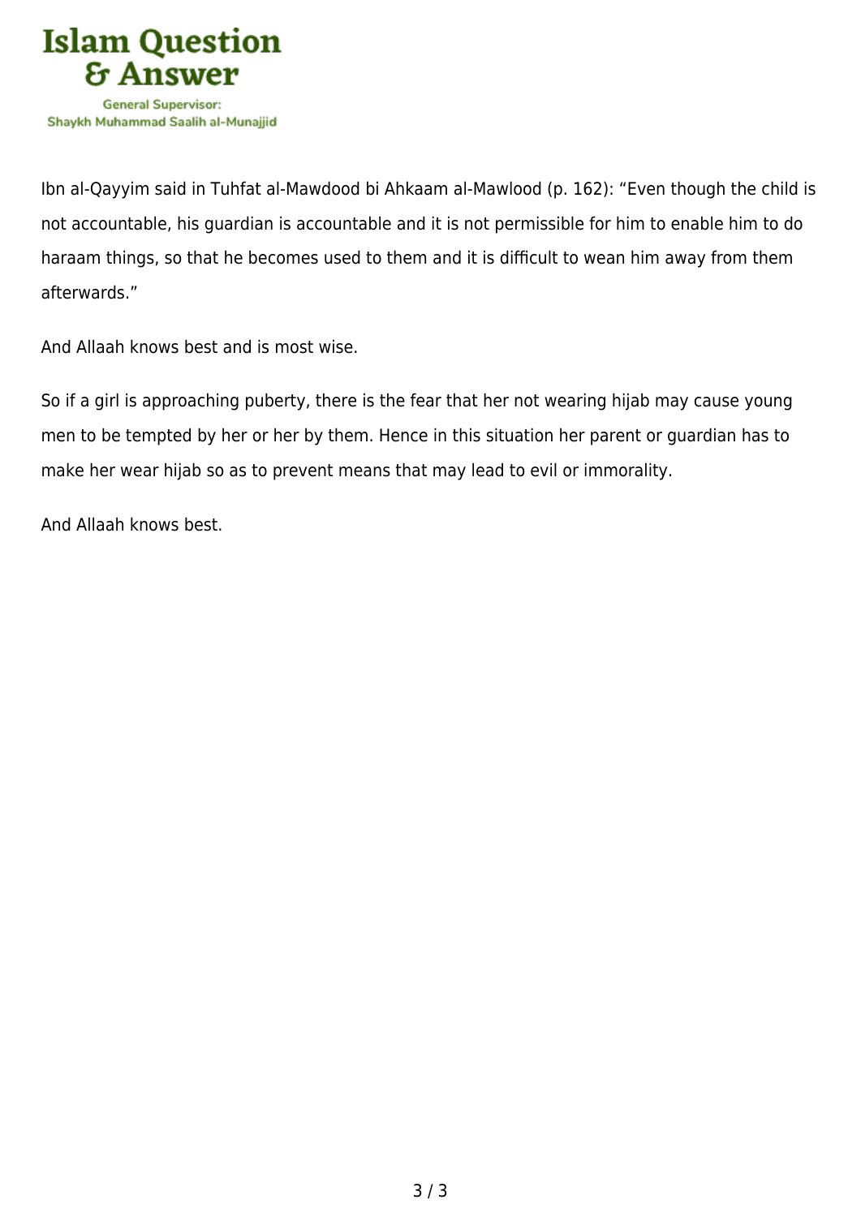Ibn al-Qayyim said in Tuhfat al-Mawdood bi Ahkaam al-Mawlood (p. 162): “Even though the child is not accountable, his guardian is accountable and it is not permissible for him to enable him to do haraam things, so that he becomes used to them and it is difficult to wean him away from them afterwards.”

And Allaah knows best and is most wise.

So if a girl is approaching puberty, there is the fear that her not wearing hijab may cause young men to be tempted by her or her by them. Hence in this situation her parent or guardian has to make her wear hijab so as to prevent means that may lead to evil or immorality.

And Allaah knows best.